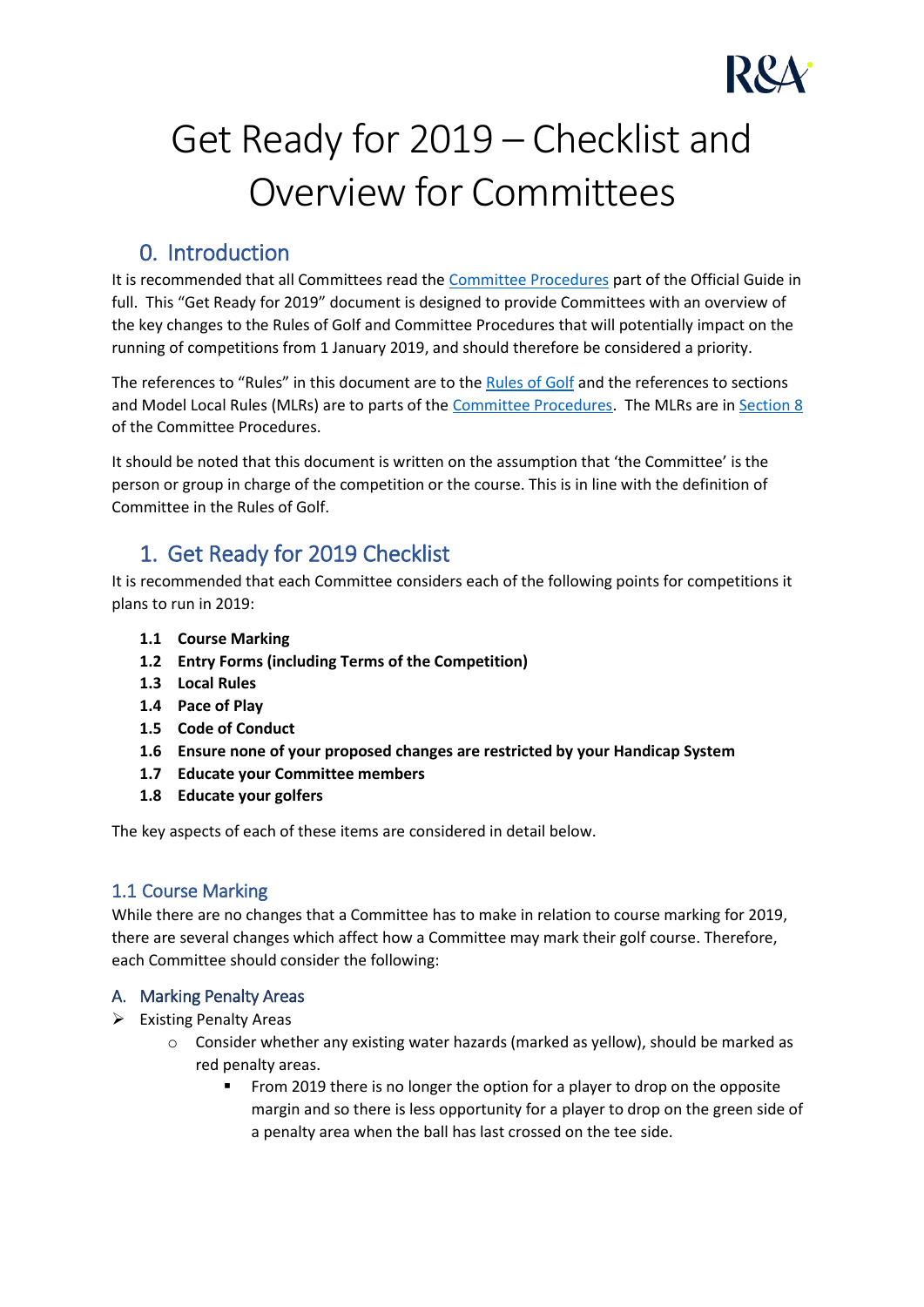# Get Ready for 2019 – Checklist and Overview for Committees

## 0. Introduction

It is recommended that all Committees read the Committee Procedures part of the Official Guide in full. This "Get Ready for 2019" document is designed to provide Committees with an overview of the key changes to the Rules of Golf and Committee Procedures that will potentially impact on the running of competitions from 1 January 2019, and should therefore be considered a priority.

The references to "Rules" in this document are to the Rules of Golf and the references to sections and Model Local Rules (MLRs) are to parts of the Committee Procedures. The MLRs are in Section 8 of the Committee Procedures.

It should be noted that this document is written on the assumption that 'the Committee' is the person or group in charge of the competition or the course. This is in line with the definition of Committee in the Rules of Golf.

## 1. Get Ready for 2019 Checklist

It is recommended that each Committee considers each of the following points for competitions it plans to run in 2019:

- **1.1 Course Marking**
- **1.2 Entry Forms (including Terms of the Competition)**
- **1.3 Local Rules**
- **1.4 Pace of Play**
- **1.5 Code of Conduct**
- **1.6 Ensure none of your proposed changes are restricted by your Handicap System**
- **1.7 Educate your Committee members**
- **1.8 Educate your golfers**

The key aspects of each of these items are considered in detail below.

### 1.1 Course Marking

While there are no changes that a Committee has to make in relation to course marking for 2019, there are several changes which affect how a Committee may mark their golf course. Therefore, each Committee should consider the following:

#### A. Marking Penalty Areas

- Existing Penalty Areas
  - Consider whether any existing water hazards (marked as yellow), should be marked as red penalty areas.
    - From 2019 there is no longer the option for a player to drop on the opposite margin and so there is less opportunity for a player to drop on the green side of a penalty area when the ball has last crossed on the tee side.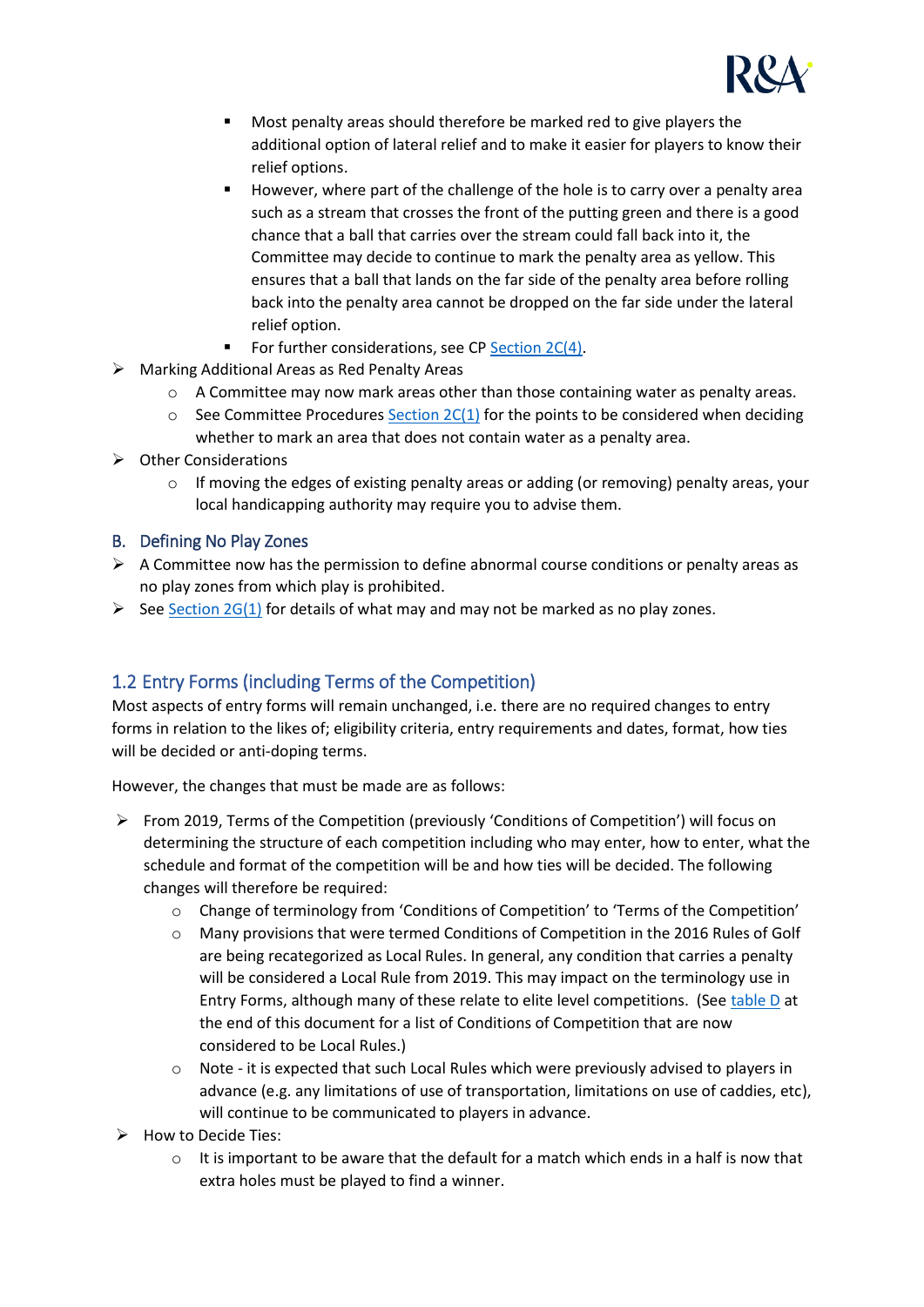- Most penalty areas should therefore be marked red to give players the additional option of lateral relief and to make it easier for players to know their relief options.
        - However, where part of the challenge of the hole is to carry over a penalty area such as a stream that crosses the front of the putting green and there is a good chance that a ball that carries over the stream could fall back into it, the Committee may decide to continue to mark the penalty area as yellow. This ensures that a ball that lands on the far side of the penalty area before rolling back into the penalty area cannot be dropped on the far side under the lateral relief option.
        - For further considerations, see CP Section 2C(4).

- Marking Additional Areas as Red Penalty Areas
    - A Committee may now mark areas other than those containing water as penalty areas.
    - See Committee Procedures Section 2C(1) for the points to be considered when deciding whether to mark an area that does not contain water as a penalty area.
- Other Considerations
    - If moving the edges of existing penalty areas or adding (or removing) penalty areas, your local handicapping authority may require you to advise them.

### B. Defining No Play Zones

- A Committee now has the permission to define abnormal course conditions or penalty areas as no play zones from which play is prohibited.
- See Section 2G(1) for details of what may and may not be marked as no play zones.

## 1.2 Entry Forms (including Terms of the Competition)

Most aspects of entry forms will remain unchanged, i.e. there are no required changes to entry forms in relation to the likes of; eligibility criteria, entry requirements and dates, format, how ties will be decided or anti-doping terms.

However, the changes that must be made are as follows:

- From 2019, Terms of the Competition (previously 'Conditions of Competition') will focus on determining the structure of each competition including who may enter, how to enter, what the schedule and format of the competition will be and how ties will be decided. The following changes will therefore be required:
    - Change of terminology from 'Conditions of Competition' to 'Terms of the Competition'
    - Many provisions that were termed Conditions of Competition in the 2016 Rules of Golf are being recategorized as Local Rules. In general, any condition that carries a penalty will be considered a Local Rule from 2019. This may impact on the terminology use in Entry Forms, although many of these relate to elite level competitions. (See table D at the end of this document for a list of Conditions of Competition that are now considered to be Local Rules.)
    - Note - it is expected that such Local Rules which were previously advised to players in advance (e.g. any limitations of use of transportation, limitations on use of caddies, etc), will continue to be communicated to players in advance.
- How to Decide Ties:
    - It is important to be aware that the default for a match which ends in a half is now that extra holes must be played to find a winner.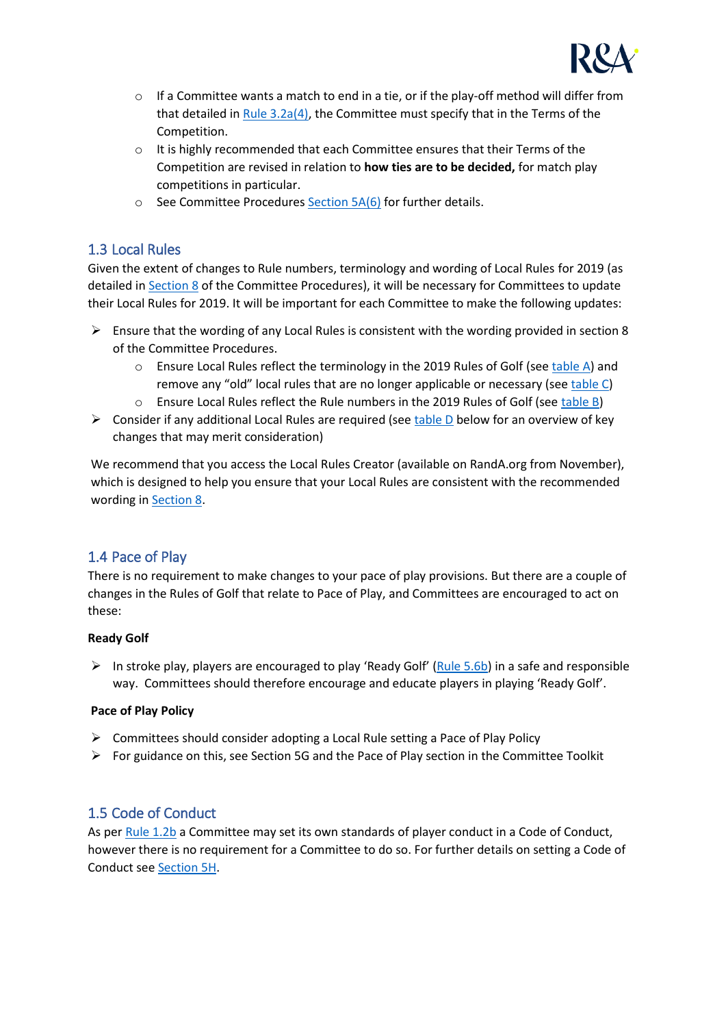- If a Committee wants a match to end in a tie, or if the play-off method will differ from that detailed in Rule 3.2a(4), the Committee must specify that in the Terms of the Competition.
- It is highly recommended that each Committee ensures that their Terms of the Competition are revised in relation to **how ties are to be decided,** for match play competitions in particular.
- See Committee Procedures Section 5A(6) for further details.

## 1.3 Local Rules

Given the extent of changes to Rule numbers, terminology and wording of Local Rules for 2019 (as detailed in Section 8 of the Committee Procedures), it will be necessary for Committees to update their Local Rules for 2019. It will be important for each Committee to make the following updates:

- Ensure that the wording of any Local Rules is consistent with the wording provided in section 8 of the Committee Procedures.
  - Ensure Local Rules reflect the terminology in the 2019 Rules of Golf (see table A) and remove any "old" local rules that are no longer applicable or necessary (see table C)
  - Ensure Local Rules reflect the Rule numbers in the 2019 Rules of Golf (see table B)
- Consider if any additional Local Rules are required (see table D below for an overview of key changes that may merit consideration)

We recommend that you access the Local Rules Creator (available on RandA.org from November), which is designed to help you ensure that your Local Rules are consistent with the recommended wording in Section 8.

## 1.4 Pace of Play

There is no requirement to make changes to your pace of play provisions. But there are a couple of changes in the Rules of Golf that relate to Pace of Play, and Committees are encouraged to act on these:

**Ready Golf**

- In stroke play, players are encouraged to play 'Ready Golf' (Rule 5.6b) in a safe and responsible way. Committees should therefore encourage and educate players in playing 'Ready Golf'.

**Pace of Play Policy**

- Committees should consider adopting a Local Rule setting a Pace of Play Policy
- For guidance on this, see Section 5G and the Pace of Play section in the Committee Toolkit

## 1.5 Code of Conduct

As per Rule 1.2b a Committee may set its own standards of player conduct in a Code of Conduct, however there is no requirement for a Committee to do so. For further details on setting a Code of Conduct see Section 5H.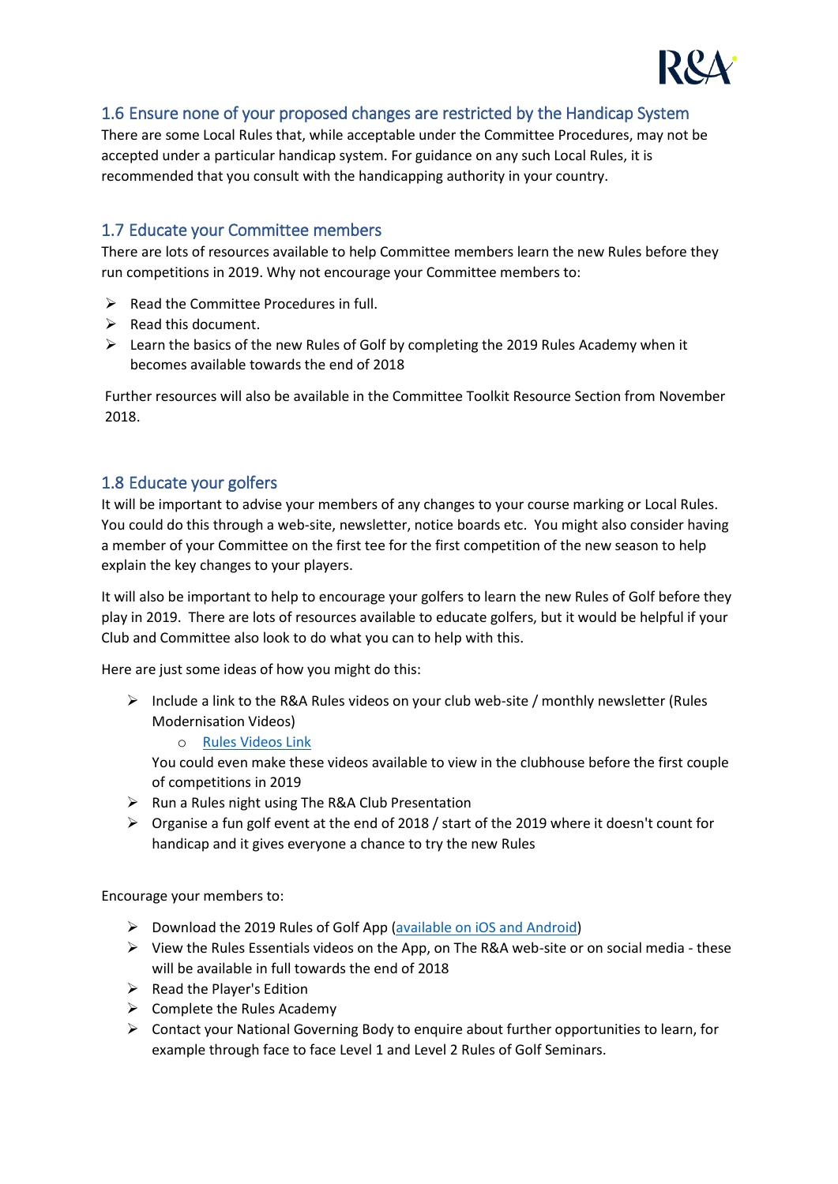## 1.6 Ensure none of your proposed changes are restricted by the Handicap System

There are some Local Rules that, while acceptable under the Committee Procedures, may not be accepted under a particular handicap system. For guidance on any such Local Rules, it is recommended that you consult with the handicapping authority in your country.

## 1.7 Educate your Committee members

There are lots of resources available to help Committee members learn the new Rules before they run competitions in 2019. Why not encourage your Committee members to:

- Read the Committee Procedures in full.
- Read this document.
- Learn the basics of the new Rules of Golf by completing the 2019 Rules Academy when it becomes available towards the end of 2018

Further resources will also be available in the Committee Toolkit Resource Section from November 2018.

## 1.8 Educate your golfers

It will be important to advise your members of any changes to your course marking or Local Rules. You could do this through a web-site, newsletter, notice boards etc. You might also consider having a member of your Committee on the first tee for the first competition of the new season to help explain the key changes to your players.

It will also be important to help to encourage your golfers to learn the new Rules of Golf before they play in 2019. There are lots of resources available to educate golfers, but it would be helpful if your Club and Committee also look to do what you can to help with this.

Here are just some ideas of how you might do this:

- Include a link to the R&A Rules videos on your club web-site / monthly newsletter (Rules Modernisation Videos)
  - Rules Videos Link

  You could even make these videos available to view in the clubhouse before the first couple of competitions in 2019
- Run a Rules night using The R&A Club Presentation
- Organise a fun golf event at the end of 2018 / start of the 2019 where it doesn't count for handicap and it gives everyone a chance to try the new Rules

Encourage your members to:

- Download the 2019 Rules of Golf App (available on iOS and Android)
- View the Rules Essentials videos on the App, on The R&A web-site or on social media - these will be available in full towards the end of 2018
- Read the Player's Edition
- Complete the Rules Academy
- Contact your National Governing Body to enquire about further opportunities to learn, for example through face to face Level 1 and Level 2 Rules of Golf Seminars.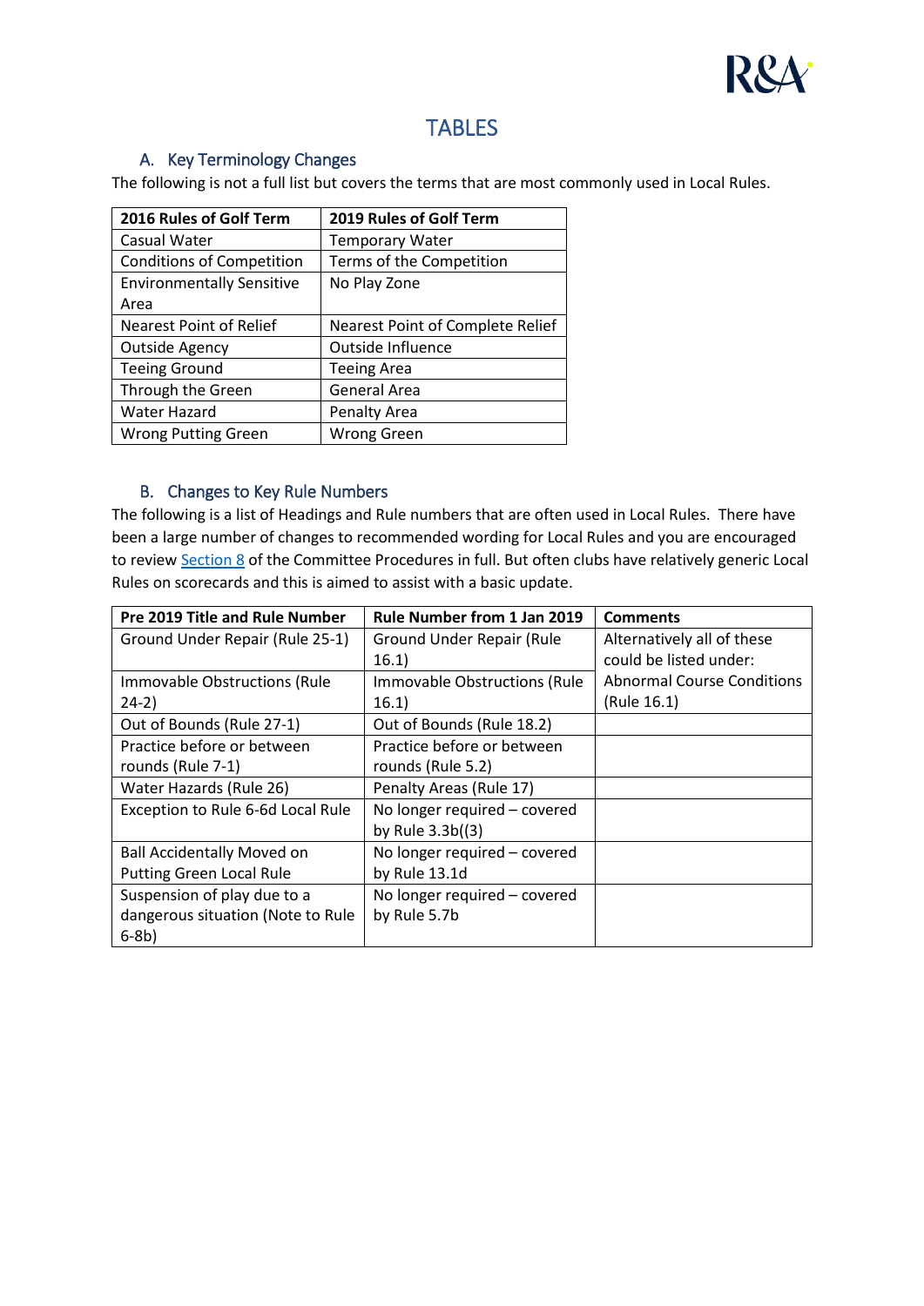# TABLES

## A. Key Terminology Changes

The following is not a full list but covers the terms that are most commonly used in Local Rules.

| 2016 Rules of Golf Term | 2019 Rules of Golf Term |
|---|---|
| Casual Water | Temporary Water |
| Conditions of Competition | Terms of the Competition |
| Environmentally Sensitive Area | No Play Zone |
| Nearest Point of Relief | Nearest Point of Complete Relief |
| Outside Agency | Outside Influence |
| Teeing Ground | Teeing Area |
| Through the Green | General Area |
| Water Hazard | Penalty Area |
| Wrong Putting Green | Wrong Green |

## B. Changes to Key Rule Numbers

The following is a list of Headings and Rule numbers that are often used in Local Rules. There have been a large number of changes to recommended wording for Local Rules and you are encouraged to review Section 8 of the Committee Procedures in full. But often clubs have relatively generic Local Rules on scorecards and this is aimed to assist with a basic update.

| Pre 2019 Title and Rule Number | Rule Number from 1 Jan 2019 | Comments |
|---|---|---|
| Ground Under Repair (Rule 25-1) | Ground Under Repair (Rule 16.1) | Alternatively all of these could be listed under: Abnormal Course Conditions (Rule 16.1) |
| Immovable Obstructions (Rule 24-2) | Immovable Obstructions (Rule 16.1) | |
| Out of Bounds (Rule 27-1) | Out of Bounds (Rule 18.2) | |
| Practice before or between rounds (Rule 7-1) | Practice before or between rounds (Rule 5.2) | |
| Water Hazards (Rule 26) | Penalty Areas (Rule 17) | |
| Exception to Rule 6-6d Local Rule | No longer required – covered by Rule 3.3b((3) | |
| Ball Accidentally Moved on Putting Green Local Rule | No longer required – covered by Rule 13.1d | |
| Suspension of play due to a dangerous situation (Note to Rule 6-8b) | No longer required – covered by Rule 5.7b | |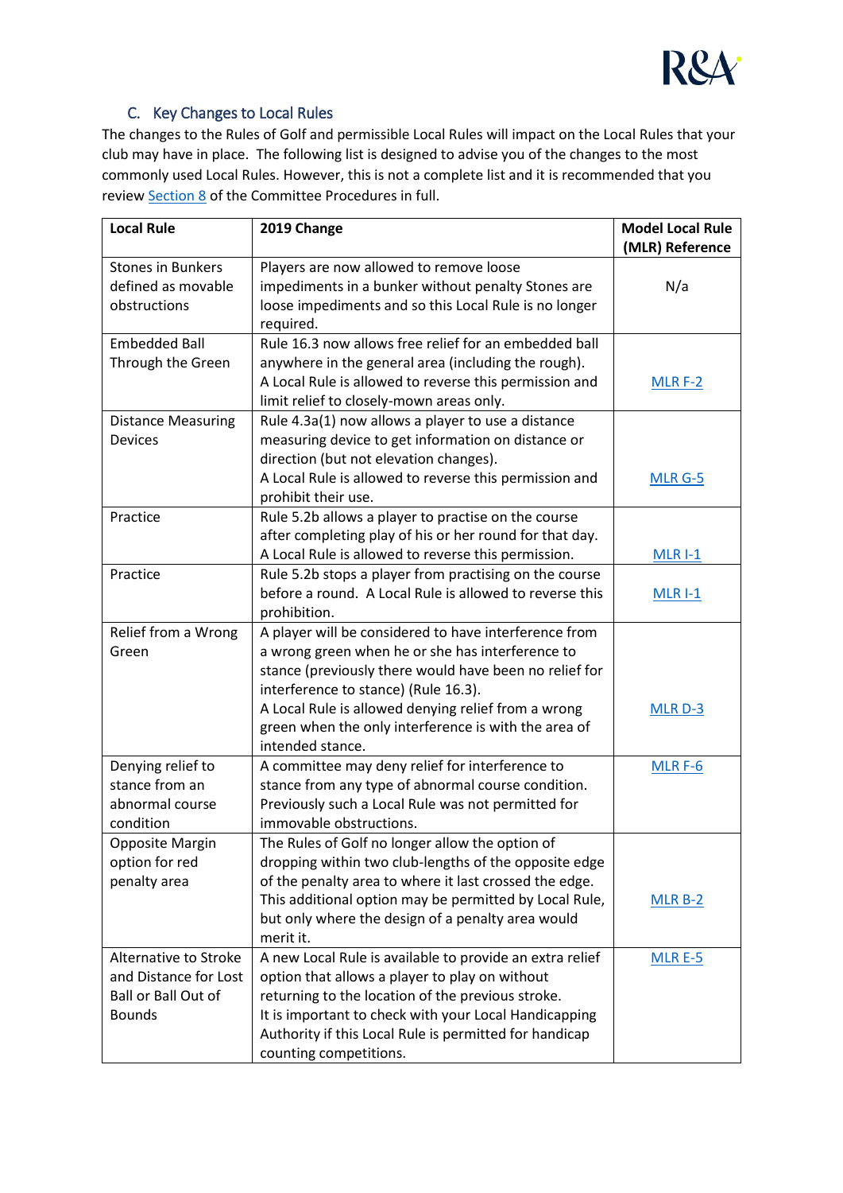## C. Key Changes to Local Rules

The changes to the Rules of Golf and permissible Local Rules will impact on the Local Rules that your club may have in place. The following list is designed to advise you of the changes to the most commonly used Local Rules. However, this is not a complete list and it is recommended that you review Section 8 of the Committee Procedures in full.

| Local Rule | 2019 Change | Model Local Rule (MLR) Reference |
|---|---|---|
| Stones in Bunkers defined as movable obstructions | Players are now allowed to remove loose impediments in a bunker without penalty Stones are loose impediments and so this Local Rule is no longer required. | N/a |
| Embedded Ball Through the Green | Rule 16.3 now allows free relief for an embedded ball anywhere in the general area (including the rough). A Local Rule is allowed to reverse this permission and limit relief to closely-mown areas only. | MLR F-2 |
| Distance Measuring Devices | Rule 4.3a(1) now allows a player to use a distance measuring device to get information on distance or direction (but not elevation changes). A Local Rule is allowed to reverse this permission and prohibit their use. | MLR G-5 |
| Practice | Rule 5.2b allows a player to practise on the course after completing play of his or her round for that day. A Local Rule is allowed to reverse this permission. | MLR I-1 |
| Practice | Rule 5.2b stops a player from practising on the course before a round. A Local Rule is allowed to reverse this prohibition. | MLR I-1 |
| Relief from a Wrong Green | A player will be considered to have interference from a wrong green when he or she has interference to stance (previously there would have been no relief for interference to stance) (Rule 16.3). A Local Rule is allowed denying relief from a wrong green when the only interference is with the area of intended stance. | MLR D-3 |
| Denying relief to stance from an abnormal course condition | A committee may deny relief for interference to stance from any type of abnormal course condition. Previously such a Local Rule was not permitted for immovable obstructions. | MLR F-6 |
| Opposite Margin option for red penalty area | The Rules of Golf no longer allow the option of dropping within two club-lengths of the opposite edge of the penalty area to where it last crossed the edge. This additional option may be permitted by Local Rule, but only where the design of a penalty area would merit it. | MLR B-2 |
| Alternative to Stroke and Distance for Lost Ball or Ball Out of Bounds | A new Local Rule is available to provide an extra relief option that allows a player to play on without returning to the location of the previous stroke. It is important to check with your Local Handicapping Authority if this Local Rule is permitted for handicap counting competitions. | MLR E-5 |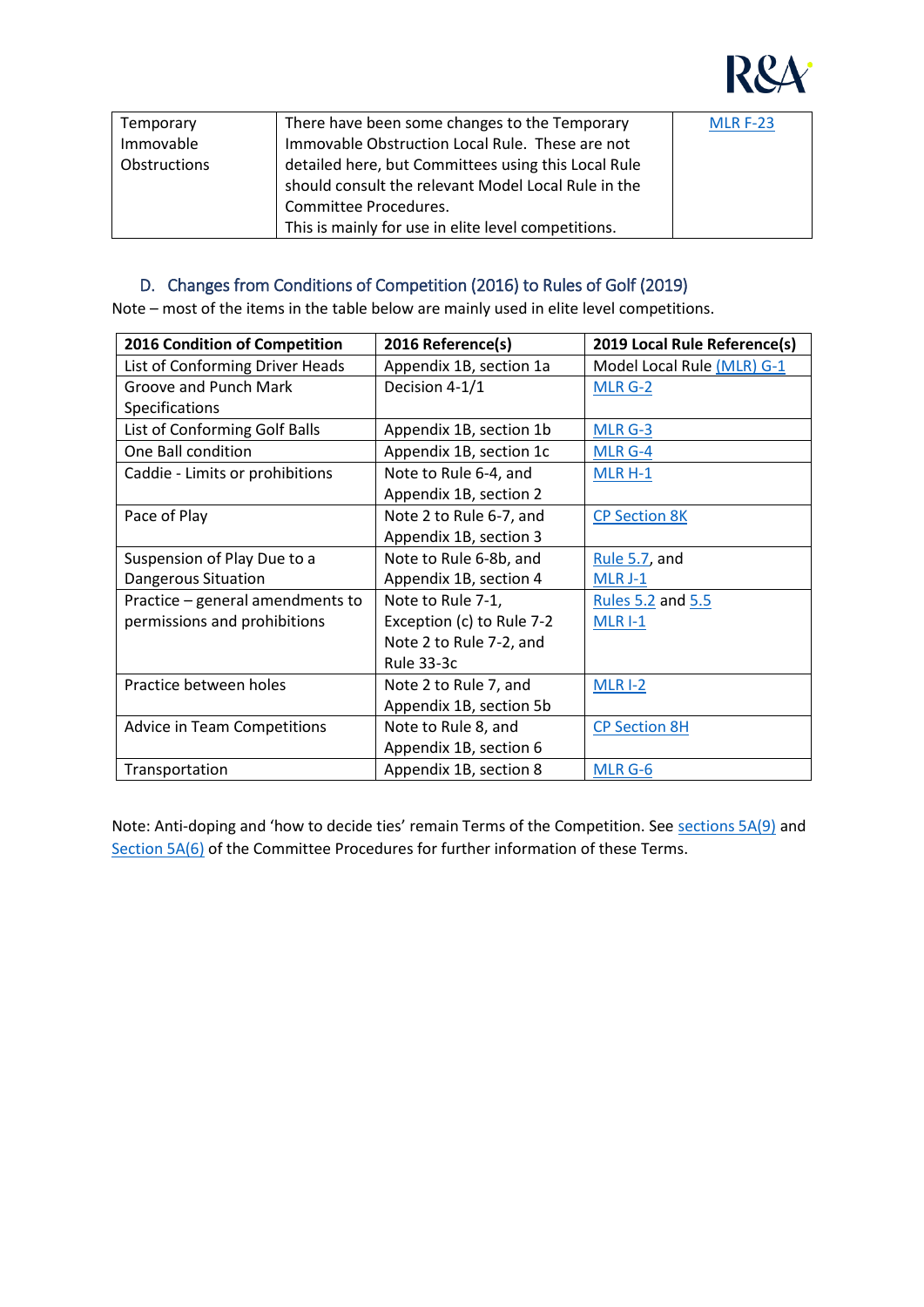| | | |
|---|---|---|
| Temporary Immovable Obstructions | There have been some changes to the Temporary Immovable Obstruction Local Rule. These are not detailed here, but Committees using this Local Rule should consult the relevant Model Local Rule in the Committee Procedures.<br>This is mainly for use in elite level competitions. | MLR F-23 |

## D. Changes from Conditions of Competition (2016) to Rules of Golf (2019)

Note – most of the items in the table below are mainly used in elite level competitions.

| 2016 Condition of Competition | 2016 Reference(s) | 2019 Local Rule Reference(s) |
|---|---|---|
| List of Conforming Driver Heads | Appendix 1B, section 1a | Model Local Rule (MLR) G-1 |
| Groove and Punch Mark Specifications | Decision 4-1/1 | MLR G-2 |
| List of Conforming Golf Balls | Appendix 1B, section 1b | MLR G-3 |
| One Ball condition | Appendix 1B, section 1c | MLR G-4 |
| Caddie - Limits or prohibitions | Note to Rule 6-4, and Appendix 1B, section 2 | MLR H-1 |
| Pace of Play | Note 2 to Rule 6-7, and Appendix 1B, section 3 | CP Section 8K |
| Suspension of Play Due to a Dangerous Situation | Note to Rule 6-8b, and Appendix 1B, section 4 | Rule 5.7, and MLR J-1 |
| Practice – general amendments to permissions and prohibitions | Note to Rule 7-1, Exception (c) to Rule 7-2 Note 2 to Rule 7-2, and Rule 33-3c | Rules 5.2 and 5.5 MLR I-1 |
| Practice between holes | Note 2 to Rule 7, and Appendix 1B, section 5b | MLR I-2 |
| Advice in Team Competitions | Note to Rule 8, and Appendix 1B, section 6 | CP Section 8H |
| Transportation | Appendix 1B, section 8 | MLR G-6 |

Note: Anti-doping and 'how to decide ties' remain Terms of the Competition. See sections 5A(9) and Section 5A(6) of the Committee Procedures for further information of these Terms.